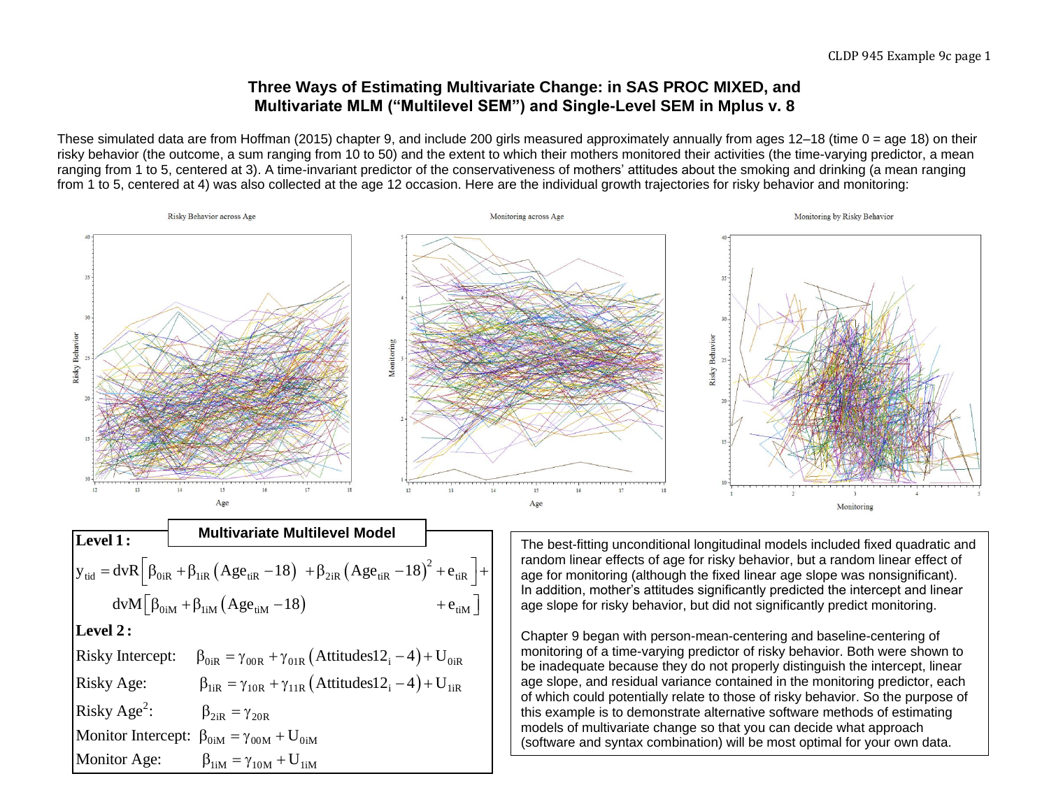# Three Ways of Estimating Multivariate Change: in SAS PROC MIXED, and Multivariate MLM ("Multilevel SEM") and Single-Level SEM in Mplus v. 8

These simulated data are from Hoffman (2015) chapter 9, and include 200 girls measured approximately annually from ages 12–18 (time 0 = age 18) on their risky behavior (the outcome, a sum ranging from 10 to 50) and the extent to which their mothers monitored their activities (the time-varying predictor, a mean ranging from 1 to 5, centered at 3). A time-invariant predictor of the conservativeness of mothers' attitudes about the smoking and drinking (a mean ranging from 1 to 5, centered at 4) was also collected at the age 12 occasion. Here are the individual growth trajectories for risky behavior and monitoring:

Risky Behavior across Age

Monitoring across Age

Monitoring by Risky Behavior

## Multivariate Multilevel Model

**Level 1 :**

$$y_{tid} = dvR\left[\beta_{0iR} + \beta_{1iR}\left(Age_{tiR} - 18\right) + \beta_{2iR}\left(Age_{tiR} - 18\right)^2 + e_{tiR}\right] +$$

$$dvM\left[\beta_{0iM} + \beta_{1iM}\left(Age_{tiM} - 18\right) + e_{tiM}\right]$$

**Level 2 :**

Risky Intercept: $\beta_{0iR} = \gamma_{00R} + \gamma_{01R}\left(Attitudes12_i - 4\right) + U_{0iR}$

Risky Age: $\beta_{1iR} = \gamma_{10R} + \gamma_{11R}\left(Attitudes12_i - 4\right) + U_{1iR}$

Risky Age$^2$: $\beta_{2iR} = \gamma_{20R}$

Monitor Intercept: $\beta_{0iM} = \gamma_{00M} + U_{0iM}$

Monitor Age: $\beta_{1iM} = \gamma_{10M} + U_{1iM}$

The best-fitting unconditional longitudinal models included fixed quadratic and random linear effects of age for risky behavior, but a random linear effect of age for monitoring (although the fixed linear age slope was nonsignificant). In addition, mother's attitudes significantly predicted the intercept and linear age slope for risky behavior, but did not significantly predict monitoring.

Chapter 9 began with person-mean-centering and baseline-centering of monitoring of a time-varying predictor of risky behavior. Both were shown to be inadequate because they do not properly distinguish the intercept, linear age slope, and residual variance contained in the monitoring predictor, each of which could potentially relate to those of risky behavior. So the purpose of this example is to demonstrate alternative software methods of estimating models of multivariate change so that you can decide what approach (software and syntax combination) will be most optimal for your own data.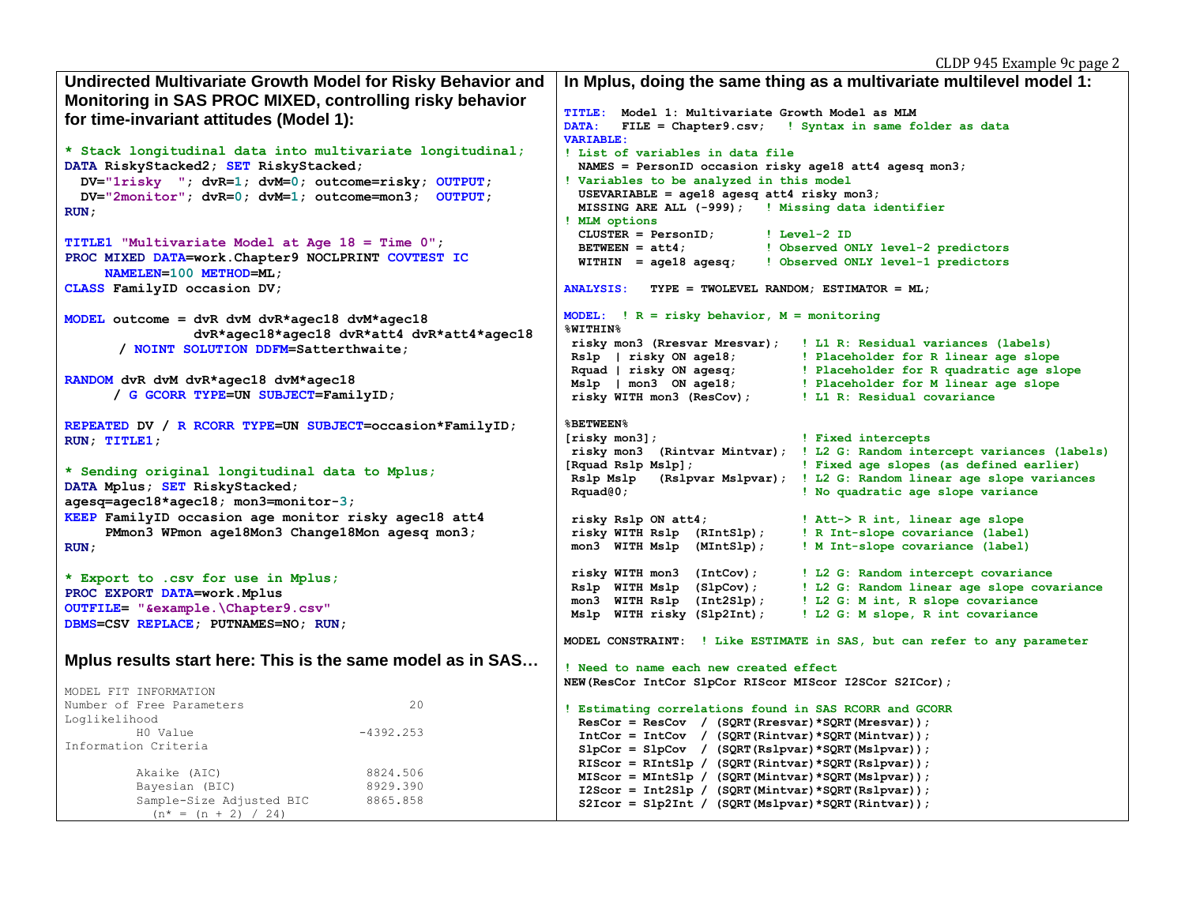## Undirected Multivariate Growth Model for Risky Behavior and Monitoring in SAS PROC MIXED, controlling risky behavior for time-invariant attitudes (Model 1):

```
* Stack longitudinal data into multivariate longitudinal;
DATA RiskyStacked2; SET RiskyStacked;
  DV="1risky  "; dvR=1; dvM=0; outcome=risky; OUTPUT;
  DV="2monitor"; dvR=0; dvM=1; outcome=mon3;  OUTPUT;
RUN;

TITLE1 "Multivariate Model at Age 18 = Time 0";
PROC MIXED DATA=work.Chapter9 NOCLPRINT COVTEST IC
     NAMELEN=100 METHOD=ML;
CLASS FamilyID occasion DV;

MODEL outcome = dvR dvM dvR*agec18 dvM*agec18
                dvR*agec18*agec18 dvR*att4 dvR*att4*agec18
       / NOINT SOLUTION DDFM=Satterthwaite;

RANDOM dvR dvM dvR*agec18 dvM*agec18
      / G GCORR TYPE=UN SUBJECT=FamilyID;

REPEATED DV / R RCORR TYPE=UN SUBJECT=occasion*FamilyID;
RUN; TITLE1;

* Sending original longitudinal data to Mplus;
DATA Mplus; SET RiskyStacked;
agesq=agec18*agec18; mon3=monitor-3;
KEEP FamilyID occasion age monitor risky agec18 att4
     PMmon3 WPmon age18Mon3 Change18Mon agesq mon3;
RUN;

* Export to .csv for use in Mplus;
PROC EXPORT DATA=work.Mplus
OUTFILE= "&example.\Chapter9.csv"
DBMS=CSV REPLACE; PUTNAMES=NO; RUN;
```

## Mplus results start here: This is the same model as in SAS…

```
MODEL FIT INFORMATION
Number of Free Parameters                        20
Loglikelihood
          H0 Value                        -4392.253
Information Criteria

          Akaike (AIC)                     8824.506
          Bayesian (BIC)                   8929.390
          Sample-Size Adjusted BIC         8865.858
            (n* = (n + 2) / 24)
```

## In Mplus, doing the same thing as a multivariate multilevel model 1:

```
TITLE:  Model 1: Multivariate Growth Model as MLM
DATA:   FILE = Chapter9.csv;   ! Syntax in same folder as data
VARIABLE:
! List of variables in data file
  NAMES = PersonID occasion risky age18 att4 agesq mon3;
! Variables to be analyzed in this model
  USEVARIABLE = age18 agesq att4 risky mon3;
  MISSING ARE ALL (-999);   ! Missing data identifier
! MLM options
  CLUSTER = PersonID;       ! Level-2 ID
  BETWEEN = att4;           ! Observed ONLY level-2 predictors
  WITHIN  = age18 agesq;    ! Observed ONLY level-1 predictors

ANALYSIS:   TYPE = TWOLEVEL RANDOM; ESTIMATOR = ML;

MODEL:  ! R = risky behavior, M = monitoring
%WITHIN%
 risky mon3 (Rresvar Mresvar);   ! L1 R: Residual variances (labels)
 Rslp  | risky ON age18;         ! Placeholder for R linear age slope
 Rquad | risky ON agesq;         ! Placeholder for R quadratic age slope
 Mslp  | mon3  ON age18;         ! Placeholder for M linear age slope
 risky WITH mon3 (ResCov);       ! L1 R: Residual covariance

%BETWEEN%
[risky mon3];                    ! Fixed intercepts
 risky mon3  (Rintvar Mintvar);  ! L2 G: Random intercept variances (labels)
[Rquad Rslp Mslp];               ! Fixed age slopes (as defined earlier)
 Rslp Mslp   (Rslpvar Mslpvar);  ! L2 G: Random linear age slope variances
 Rquad@0;                        ! No quadratic age slope variance

 risky Rslp ON att4;             ! Att-> R int, linear age slope
 risky WITH Rslp  (RIntSlp);     ! R Int-slope covariance (label)
 mon3  WITH Mslp  (MIntSlp);     ! M Int-slope covariance (label)

 risky WITH mon3  (IntCov);      ! L2 G: Random intercept covariance
 Rslp  WITH Mslp  (SlpCov);      ! L2 G: Random linear age slope covariance
 mon3  WITH Rslp  (Int2Slp);     ! L2 G: M int, R slope covariance
 Mslp  WITH risky (Slp2Int);     ! L2 G: M slope, R int covariance

MODEL CONSTRAINT:  ! Like ESTIMATE in SAS, but can refer to any parameter

! Need to name each new created effect
NEW(ResCor IntCor SlpCor RIScor MIScor I2SCor S2ICor);

! Estimating correlations found in SAS RCORR and GCORR
  ResCor = ResCov  / (SQRT(Rresvar)*SQRT(Mresvar));
  IntCor = IntCov  / (SQRT(Rintvar)*SQRT(Mintvar));
  SlpCor = SlpCov  / (SQRT(Rslpvar)*SQRT(Mslpvar));
  RIScor = RIntSlp / (SQRT(Rintvar)*SQRT(Rslpvar));
  MIScor = MIntSlp / (SQRT(Mintvar)*SQRT(Mslpvar));
  I2Scor = Int2Slp / (SQRT(Mintvar)*SQRT(Rslpvar));
  S2Icor = Slp2Int / (SQRT(Mslpvar)*SQRT(Rintvar));
```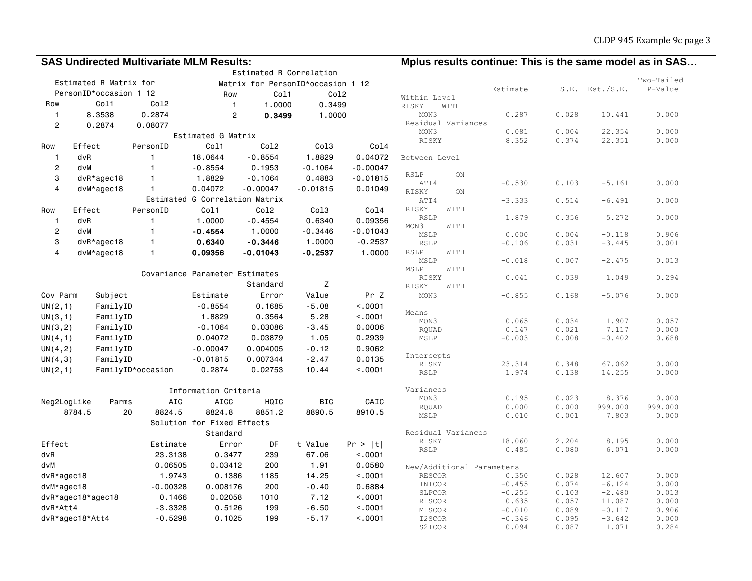## SAS Undirected Multivariate MLM Results:

Estimated R Matrix for PersonID*occasion 1 12

| Row | Col1 | Col2 |
|---|---|---|
| 1 | 8.3538 | 0.2874 |
| 2 | 0.2874 | 0.08077 |

Estimated R Correlation Matrix for PersonID*occasion 1 12

| Row | Col1 | Col2 |
|---|---|---|
| 1 | 1.0000 | 0.3499 |
| 2 | **0.3499** | 1.0000 |

Estimated G Matrix

| Row | Effect | PersonID | Col1 | Col2 | Col3 | Col4 |
|---|---|---|---|---|---|---|
| 1 | dvR | 1 | 18.0644 | -0.8554 | 1.8829 | 0.04072 |
| 2 | dvM | 1 | -0.8554 | 0.1953 | -0.1064 | -0.00047 |
| 3 | dvR*agec18 | 1 | 1.8829 | -0.1064 | 0.4883 | -0.01815 |
| 4 | dvM*agec18 | 1 | 0.04072 | -0.00047 | -0.01815 | 0.01049 |

Estimated G Correlation Matrix

| Row | Effect | PersonID | Col1 | Col2 | Col3 | Col4 |
|---|---|---|---|---|---|---|
| 1 | dvR | 1 | 1.0000 | -0.4554 | 0.6340 | 0.09356 |
| 2 | dvM | 1 | **-0.4554** | 1.0000 | -0.3446 | -0.01043 |
| 3 | dvR*agec18 | 1 | **0.6340** | **-0.3446** | 1.0000 | -0.2537 |
| 4 | dvM*agec18 | 1 | **0.09356** | **-0.01043** | **-0.2537** | 1.0000 |

Covariance Parameter Estimates

| Cov Parm | Subject | Estimate | Standard Error | Z Value | Pr Z |
|---|---|---|---|---|---|
| UN(2,1) | FamilyID | -0.8554 | 0.1685 | -5.08 | <.0001 |
| UN(3,1) | FamilyID | 1.8829 | 0.3564 | 5.28 | <.0001 |
| UN(3,2) | FamilyID | -0.1064 | 0.03086 | -3.45 | 0.0006 |
| UN(4,1) | FamilyID | 0.04072 | 0.03879 | 1.05 | 0.2939 |
| UN(4,2) | FamilyID | -0.00047 | 0.004005 | -0.12 | 0.9062 |
| UN(4,3) | FamilyID | -0.01815 | 0.007344 | -2.47 | 0.0135 |
| UN(2,1) | FamilyID*occasion | 0.2874 | 0.02753 | 10.44 | <.0001 |

Information Criteria

| Neg2LogLike | Parms | AIC | AICC | HQIC | BIC | CAIC |
|---|---|---|---|---|---|---|
| 8784.5 | 20 | 8824.5 | 8824.8 | 8851.2 | 8890.5 | 8910.5 |

Solution for Fixed Effects

| Effect | Estimate | Standard Error | DF | t Value | Pr > \|t\| |
|---|---|---|---|---|---|
| dvR | 23.3138 | 0.3477 | 239 | 67.06 | <.0001 |
| dvM | 0.06505 | 0.03412 | 200 | 1.91 | 0.0580 |
| dvR*agec18 | 1.9743 | 0.1386 | 1185 | 14.25 | <.0001 |
| dvM*agec18 | -0.00328 | 0.008176 | 200 | -0.40 | 0.6884 |
| dvR*agec18*agec18 | 0.1466 | 0.02058 | 1010 | 7.12 | <.0001 |
| dvR*Att4 | -3.3328 | 0.5126 | 199 | -6.50 | <.0001 |
| dvR*agec18*Att4 | -0.5298 | 0.1025 | 199 | -5.17 | <.0001 |

## Mplus results continue: This is the same model as in SAS…

```
                                                    Two-Tailed
                    Estimate       S.E.  Est./S.E.    P-Value
Within Level
 RISKY    WITH
    MON3               0.287      0.028     10.441      0.000
 Residual Variances
    MON3               0.081      0.004     22.354      0.000
    RISKY              8.352      0.374     22.351      0.000

Between Level

 RSLP       ON
    ATT4              -0.530      0.103     -5.161      0.000
 RISKY      ON
    ATT4              -3.333      0.514     -6.491      0.000
 RISKY    WITH
    RSLP               1.879      0.356      5.272      0.000
 MON3     WITH
    MSLP               0.000      0.004     -0.118      0.906
    RSLP              -0.106      0.031     -3.445      0.001
 RSLP     WITH
    MSLP              -0.018      0.007     -2.475      0.013
 MSLP     WITH
    RISKY              0.041      0.039      1.049      0.294
 RISKY    WITH
    MON3              -0.855      0.168     -5.076      0.000

 Means
    MON3               0.065      0.034      1.907      0.057
    RQUAD              0.147      0.021      7.117      0.000
    MSLP              -0.003      0.008     -0.402      0.688

 Intercepts
    RISKY             23.314      0.348     67.062      0.000
    RSLP               1.974      0.138     14.255      0.000

 Variances
    MON3               0.195      0.023      8.376      0.000
    RQUAD              0.000      0.000    999.000    999.000
    MSLP               0.010      0.001      7.803      0.000

 Residual Variances
    RISKY             18.060      2.204      8.195      0.000
    RSLP               0.485      0.080      6.071      0.000

New/Additional Parameters
    RESCOR             0.350      0.028     12.607      0.000
    INTCOR            -0.455      0.074     -6.124      0.000
    SLPCOR            -0.255      0.103     -2.480      0.013
    RISCOR             0.635      0.057     11.087      0.000
    MISCOR            -0.010      0.089     -0.117      0.906
    I2SCOR            -0.346      0.095     -3.642      0.000
    S2ICOR             0.094      0.087      1.071      0.284
```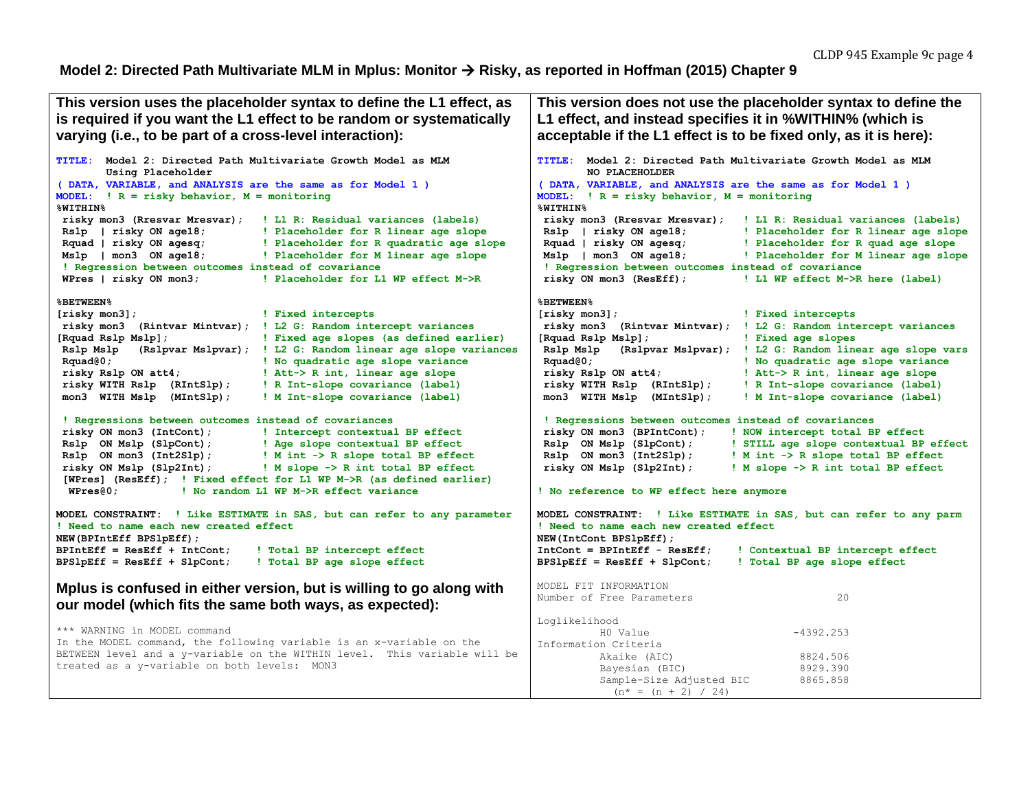## Model 2: Directed Path Multivariate MLM in Mplus: Monitor → Risky, as reported in Hoffman (2015) Chapter 9

**This version uses the placeholder syntax to define the L1 effect, as is required if you want the L1 effect to be random or systematically varying (i.e., to be part of a cross-level interaction):**

```
TITLE:  Model 2: Directed Path Multivariate Growth Model as MLM
        Using Placeholder
( DATA, VARIABLE, and ANALYSIS are the same as for Model 1 )
MODEL:  ! R = risky behavior, M = monitoring
%WITHIN%
 risky mon3 (Rresvar Mresvar);   ! L1 R: Residual variances (labels)
 Rslp  | risky ON age18;         ! Placeholder for R linear age slope
 Rquad | risky ON agesq;         ! Placeholder for R quadratic age slope
 Mslp  | mon3  ON age18;         ! Placeholder for M linear age slope
 ! Regression between outcomes instead of covariance
 WPres | risky ON mon3;          ! Placeholder for L1 WP effect M->R

%BETWEEN%
[risky mon3];                    ! Fixed intercepts
 risky mon3  (Rintvar Mintvar);  ! L2 G: Random intercept variances
[Rquad Rslp Mslp];               ! Fixed age slopes (as defined earlier)
 Rslp Mslp   (Rslpvar Mslpvar);  ! L2 G: Random linear age slope variances
 Rquad@0;                        ! No quadratic age slope variance
 risky Rslp ON att4;             ! Att-> R int, linear age slope
 risky WITH Rslp  (RIntSlp);     ! R Int-slope covariance (label)
 mon3  WITH Mslp  (MIntSlp);     ! M Int-slope covariance (label)

 ! Regressions between outcomes instead of covariances
 risky ON mon3 (IntCont);        ! Intercept contextual BP effect
 Rslp  ON Mslp (SlpCont);        ! Age slope contextual BP effect
 Rslp  ON mon3 (Int2Slp);        ! M int -> R slope total BP effect
 risky ON Mslp (Slp2Int);        ! M slope -> R int total BP effect
 [WPres] (ResEff);  ! Fixed effect for L1 WP M->R (as defined earlier)
  WPres@0;          ! No random L1 WP M->R effect variance

MODEL CONSTRAINT:  ! Like ESTIMATE in SAS, but can refer to any parameter
! Need to name each new created effect
NEW(BPIntEff BPSlpEff);
BPIntEff = ResEff + IntCont;    ! Total BP intercept effect
BPSlpEff = ResEff + SlpCont;    ! Total BP age slope effect
```

**Mplus is confused in either version, but is willing to go along with our model (which fits the same both ways, as expected):**

```
*** WARNING in MODEL command
In the MODEL command, the following variable is an x-variable on the
BETWEEN level and a y-variable on the WITHIN level.  This variable will be
treated as a y-variable on both levels:  MON3
```

**This version does not use the placeholder syntax to define the L1 effect, and instead specifies it in %WITHIN% (which is acceptable if the L1 effect is to be fixed only, as it is here):**

```
TITLE:  Model 2: Directed Path Multivariate Growth Model as MLM
        NO PLACEHOLDER
( DATA, VARIABLE, and ANALYSIS are the same as for Model 1 )
MODEL:  ! R = risky behavior, M = monitoring
%WITHIN%
 risky mon3 (Rresvar Mresvar);   ! L1 R: Residual variances (labels)
 Rslp  | risky ON age18;         ! Placeholder for R linear age slope
 Rquad | risky ON agesq;         ! Placeholder for R quad age slope
 Mslp  | mon3  ON age18;         ! Placeholder for M linear age slope
 ! Regression between outcomes instead of covariance
 risky ON mon3 (ResEff);         ! L1 WP effect M->R here (label)

%BETWEEN%
[risky mon3];                    ! Fixed intercepts
 risky mon3  (Rintvar Mintvar);  ! L2 G: Random intercept variances
[Rquad Rslp Mslp];               ! Fixed age slopes
 Rslp Mslp   (Rslpvar Mslpvar);  ! L2 G: Random linear age slope vars
 Rquad@0;                        ! No quadratic age slope variance
 risky Rslp ON att4;             ! Att-> R int, linear age slope
 risky WITH Rslp  (RIntSlp);     ! R Int-slope covariance (label)
 mon3  WITH Mslp  (MIntSlp);     ! M Int-slope covariance (label)

 ! Regressions between outcomes instead of covariances
 risky ON mon3 (BPIntCont);    ! NOW intercept total BP effect
 Rslp  ON Mslp (SlpCont);      ! STILL age slope contextual BP effect
 Rslp  ON mon3 (Int2Slp);      ! M int -> R slope total BP effect
 risky ON Mslp (Slp2Int);      ! M slope -> R int total BP effect

! No reference to WP effect here anymore

MODEL CONSTRAINT:  ! Like ESTIMATE in SAS, but can refer to any parm
! Need to name each new created effect
NEW(IntCont BPSlpEff);
IntCont = BPIntEff - ResEff;    ! Contextual BP intercept effect
BPSlpEff = ResEff + SlpCont;    ! Total BP age slope effect
```

```
MODEL FIT INFORMATION
Number of Free Parameters                       20

Loglikelihood
          H0 Value                       -4392.253
Information Criteria
          Akaike (AIC)                    8824.506
          Bayesian (BIC)                  8929.390
          Sample-Size Adjusted BIC        8865.858
            (n* = (n + 2) / 24)
```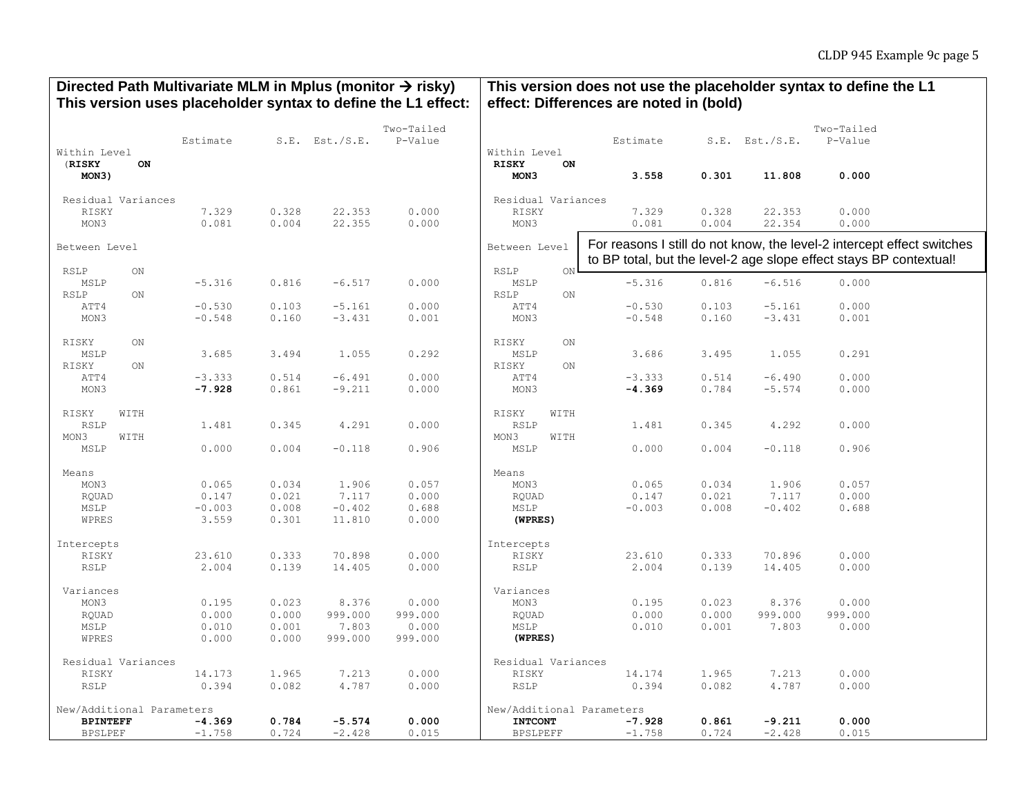## Directed Path Multivariate MLM in Mplus (monitor → risky) This version uses placeholder syntax to define the L1 effect:

```
                    Estimate       S.E.  Est./S.E.    Two-Tailed
                                                        P-Value
Within Level
 (RISKY      ON
    MON3)

 Residual Variances
    RISKY              7.329      0.328     22.353      0.000
    MON3               0.081      0.004     22.355      0.000

Between Level

 RSLP       ON
    MSLP              -5.316      0.816     -6.517      0.000
 RSLP       ON
    ATT4              -0.530      0.103     -5.161      0.000
    MON3              -0.548      0.160     -3.431      0.001

 RISKY      ON
    MSLP               3.685      3.494      1.055      0.292
 RISKY      ON
    ATT4              -3.333      0.514     -6.491      0.000
    MON3              -7.928      0.861     -9.211      0.000

 RISKY    WITH
    RSLP               1.481      0.345      4.291      0.000
 MON3     WITH
    MSLP               0.000      0.004     -0.118      0.906

 Means
    MON3               0.065      0.034      1.906      0.057
    RQUAD              0.147      0.021      7.117      0.000
    MSLP              -0.003      0.008     -0.402      0.688
    WPRES              3.559      0.301     11.810      0.000

Intercepts
    RISKY             23.610      0.333     70.898      0.000
    RSLP               2.004      0.139     14.405      0.000

 Variances
    MON3               0.195      0.023      8.376      0.000
    RQUAD              0.000      0.000    999.000    999.000
    MSLP               0.010      0.001      7.803      0.000
    WPRES              0.000      0.000    999.000    999.000

 Residual Variances
    RISKY             14.173      1.965      7.213      0.000
    RSLP               0.394      0.082      4.787      0.000

New/Additional Parameters
    BPINTEFF          -4.369      0.784     -5.574      0.000
    BPSLPEF           -1.758      0.724     -2.428      0.015
```

## This version does not use the placeholder syntax to define the L1 effect: Differences are noted in (bold)

```
                    Estimate       S.E.  Est./S.E.    Two-Tailed
                                                        P-Value
Within Level
 RISKY      ON
    MON3               3.558      0.301     11.808      0.000

 Residual Variances
    RISKY              7.329      0.328     22.353      0.000
    MON3               0.081      0.004     22.354      0.000

Between Level

 RSLP       ON
    MSLP              -5.316      0.816     -6.516      0.000
 RSLP       ON
    ATT4              -0.530      0.103     -5.161      0.000
    MON3              -0.548      0.160     -3.431      0.001

 RISKY      ON
    MSLP               3.686      3.495      1.055      0.291
 RISKY      ON
    ATT4              -3.333      0.514     -6.490      0.000
    MON3              -4.369      0.784     -5.574      0.000

 RISKY    WITH
    RSLP               1.481      0.345      4.292      0.000
 MON3     WITH
    MSLP               0.000      0.004     -0.118      0.906

 Means
    MON3               0.065      0.034      1.906      0.057
    RQUAD              0.147      0.021      7.117      0.000
    MSLP              -0.003      0.008     -0.402      0.688
    (WPRES)

Intercepts
    RISKY             23.610      0.333     70.896      0.000
    RSLP               2.004      0.139     14.405      0.000

 Variances
    MON3               0.195      0.023      8.376      0.000
    RQUAD              0.000      0.000    999.000    999.000
    MSLP               0.010      0.001      7.803      0.000
    (WPRES)

 Residual Variances
    RISKY             14.174      1.965      7.213      0.000
    RSLP               0.394      0.082      4.787      0.000

New/Additional Parameters
    INTCONT           -7.928      0.861     -9.211      0.000
    BPSLPEFF          -1.758      0.724     -2.428      0.015
```

For reasons I still do not know, the level-2 intercept effect switches to BP total, but the level-2 age slope effect stays BP contextual!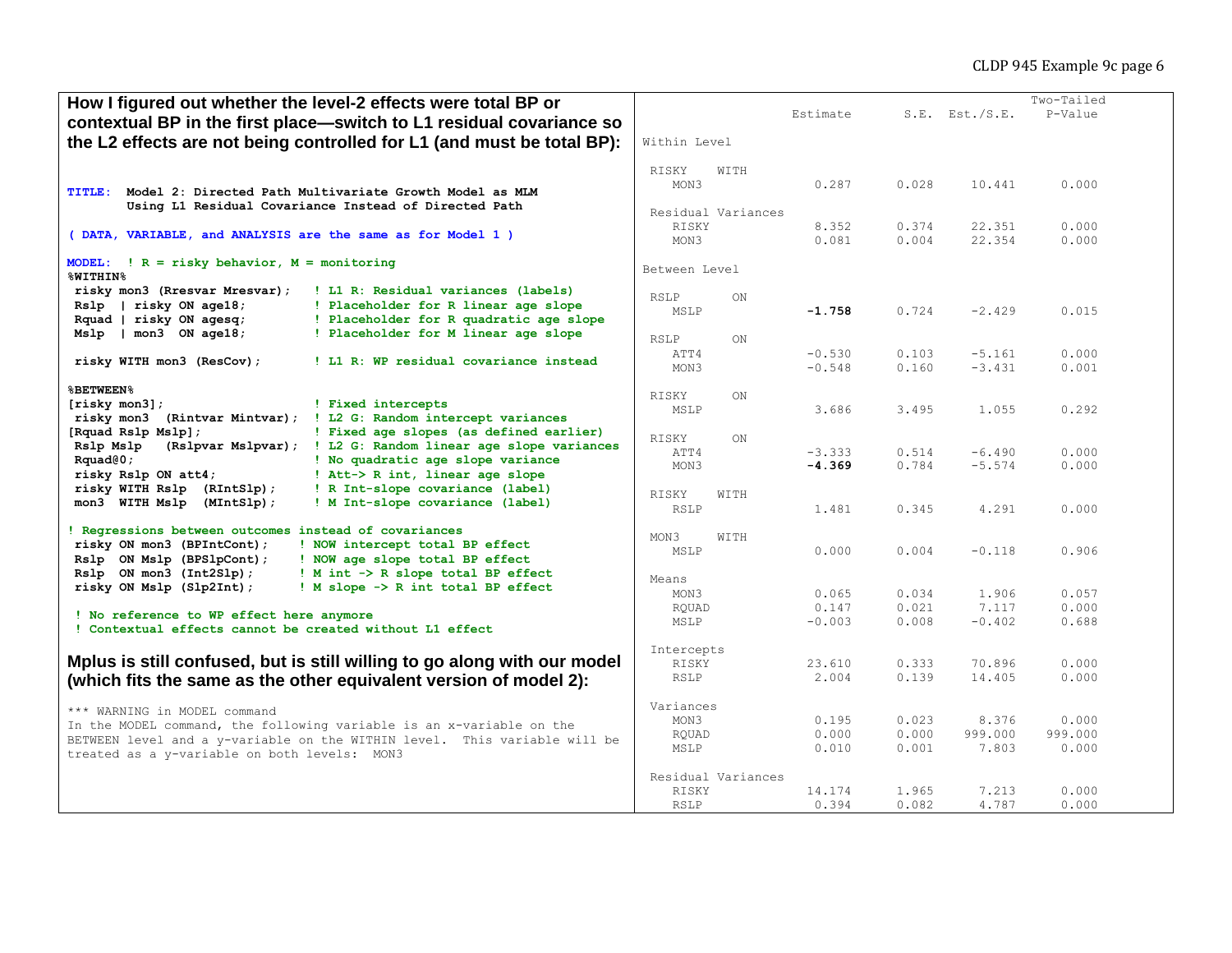**How I figured out whether the level-2 effects were total BP or contextual BP in the first place—switch to L1 residual covariance so the L2 effects are not being controlled for L1 (and must be total BP):**

```
TITLE:  Model 2: Directed Path Multivariate Growth Model as MLM
        Using L1 Residual Covariance Instead of Directed Path

( DATA, VARIABLE, and ANALYSIS are the same as for Model 1 )

MODEL:  ! R = risky behavior, M = monitoring
%WITHIN%
 risky mon3 (Rresvar Mresvar);   ! L1 R: Residual variances (labels)
 Rslp  | risky ON age18;         ! Placeholder for R linear age slope
 Rquad | risky ON agesq;         ! Placeholder for R quadratic age slope
 Mslp  | mon3  ON age18;         ! Placeholder for M linear age slope

 risky WITH mon3 (ResCov);       ! L1 R: WP residual covariance instead

%BETWEEN%
[risky mon3];                    ! Fixed intercepts
 risky mon3  (Rintvar Mintvar);  ! L2 G: Random intercept variances
[Rquad Rslp Mslp];               ! Fixed age slopes (as defined earlier)
 Rslp Mslp   (Rslpvar Mslpvar);  ! L2 G: Random linear age slope variances
 Rquad@0;                        ! No quadratic age slope variance
 risky Rslp ON att4;             ! Att-> R int, linear age slope
 risky WITH Rslp  (RIntSlp);     ! R Int-slope covariance (label)
 mon3  WITH Mslp  (MIntSlp);     ! M Int-slope covariance (label)

! Regressions between outcomes instead of covariances
 risky ON mon3 (BPIntCont);    ! NOW intercept total BP effect
 Rslp  ON Mslp (BPSlpCont);    ! NOW age slope total BP effect
 Rslp  ON mon3 (Int2Slp);      ! M int -> R slope total BP effect
 risky ON Mslp (Slp2Int);      ! M slope -> R int total BP effect

 ! No reference to WP effect here anymore
 ! Contextual effects cannot be created without L1 effect
```

**Mplus is still confused, but is still willing to go along with our model (which fits the same as the other equivalent version of model 2):**

```
*** WARNING in MODEL command
In the MODEL command, the following variable is an x-variable on the
BETWEEN level and a y-variable on the WITHIN level.  This variable will be
treated as a y-variable on both levels:  MON3
```

```
                                                    Two-Tailed
                    Estimate       S.E.  Est./S.E.    P-Value

Within Level

 RISKY    WITH
    MON3               0.287      0.028     10.441      0.000

 Residual Variances
    RISKY              8.352      0.374     22.351      0.000
    MON3               0.081      0.004     22.354      0.000

Between Level

 RSLP       ON
    MSLP              -1.758      0.724     -2.429      0.015

 RSLP       ON
    ATT4              -0.530      0.103     -5.161      0.000
    MON3              -0.548      0.160     -3.431      0.001

 RISKY      ON
    MSLP               3.686      3.495      1.055      0.292

 RISKY      ON
    ATT4              -3.333      0.514     -6.490      0.000
    MON3              -4.369      0.784     -5.574      0.000

 RISKY    WITH
    RSLP               1.481      0.345      4.291      0.000

 MON3     WITH
    MSLP               0.000      0.004     -0.118      0.906

 Means
    MON3               0.065      0.034      1.906      0.057
    RQUAD              0.147      0.021      7.117      0.000
    MSLP              -0.003      0.008     -0.402      0.688

 Intercepts
    RISKY             23.610      0.333     70.896      0.000
    RSLP               2.004      0.139     14.405      0.000

 Variances
    MON3               0.195      0.023      8.376      0.000
    RQUAD              0.000      0.000    999.000    999.000
    MSLP               0.010      0.001      7.803      0.000

 Residual Variances
    RISKY             14.174      1.965      7.213      0.000
    RSLP               0.394      0.082      4.787      0.000
```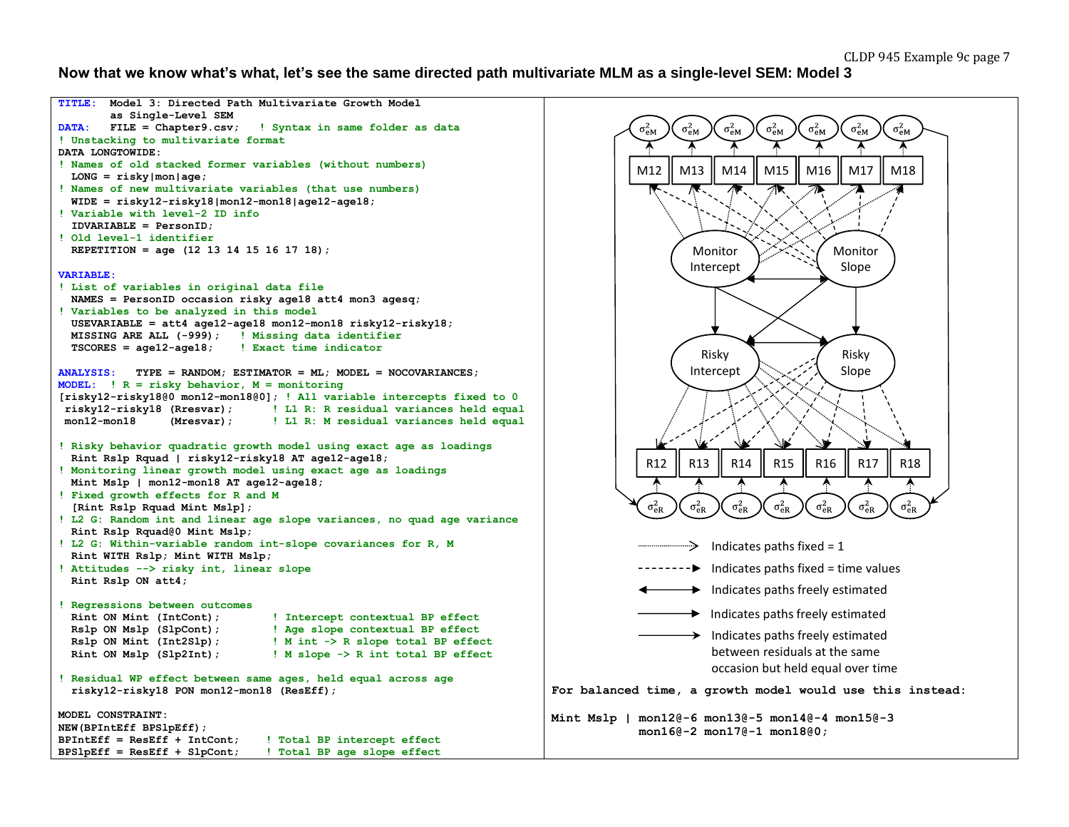## Now that we know what's what, let's see the same directed path multivariate MLM as a single-level SEM: Model 3

```
TITLE:  Model 3: Directed Path Multivariate Growth Model
        as Single-Level SEM
DATA:   FILE = Chapter9.csv;   ! Syntax in same folder as data
! Unstacking to multivariate format
DATA LONGTOWIDE:
! Names of old stacked former variables (without numbers)
  LONG = risky|mon|age;
! Names of new multivariate variables (that use numbers)
  WIDE = risky12-risky18|mon12-mon18|age12-age18;
! Variable with level-2 ID info
  IDVARIABLE = PersonID;
! Old level-1 identifier
  REPETITION = age (12 13 14 15 16 17 18);

VARIABLE:
! List of variables in original data file
  NAMES = PersonID occasion risky age18 att4 mon3 agesq;
! Variables to be analyzed in this model
  USEVARIABLE = att4 age12-age18 mon12-mon18 risky12-risky18;
  MISSING ARE ALL (-999);   ! Missing data identifier
  TSCORES = age12-age18;    ! Exact time indicator

ANALYSIS:   TYPE = RANDOM; ESTIMATOR = ML; MODEL = NOCOVARIANCES;
MODEL:  ! R = risky behavior, M = monitoring
[risky12-risky18@0 mon12-mon18@0]; ! All variable intercepts fixed to 0
 risky12-risky18 (Rresvar);      ! L1 R: R residual variances held equal
 mon12-mon18     (Mresvar);      ! L1 R: M residual variances held equal

! Risky behavior quadratic growth model using exact age as loadings
  Rint Rslp Rquad | risky12-risky18 AT age12-age18;
! Monitoring linear growth model using exact age as loadings
  Mint Mslp | mon12-mon18 AT age12-age18;
! Fixed growth effects for R and M
  [Rint Rslp Rquad Mint Mslp];
! L2 G: Random int and linear age slope variances, no quad age variance
  Rint Rslp Rquad@0 Mint Mslp;
! L2 G: Within-variable random int-slope covariances for R, M
  Rint WITH Rslp; Mint WITH Mslp;
! Attitudes --> risky int, linear slope
  Rint Rslp ON att4;

! Regressions between outcomes
  Rint ON Mint (IntCont);        ! Intercept contextual BP effect
  Rslp ON Mslp (SlpCont);        ! Age slope contextual BP effect
  Rslp ON Mint (Int2Slp);        ! M int -> R slope total BP effect
  Rint ON Mslp (Slp2Int);        ! M slope -> R int total BP effect

! Residual WP effect between same ages, held equal across age
  risky12-risky18 PON mon12-mon18 (ResEff);

MODEL CONSTRAINT:
NEW(BPIntEff BPSlpEff);
BPIntEff = ResEff + IntCont;    ! Total BP intercept effect
BPSlpEff = ResEff + SlpCont;    ! Total BP age slope effect
```

Legend:
- Dotted arrow: Indicates paths fixed = 1
- Dashed arrow: Indicates paths fixed = time values
- Double-headed arrow: Indicates paths freely estimated
- Single-headed arrow: Indicates paths freely estimated
- Curved arrow: Indicates paths freely estimated between residuals at the same occasion but held equal over time

**For balanced time, a growth model would use this instead:**

```
Mint Mslp | mon12@-6 mon13@-5 mon14@-4 mon15@-3
            mon16@-2 mon17@-1 mon18@0;
```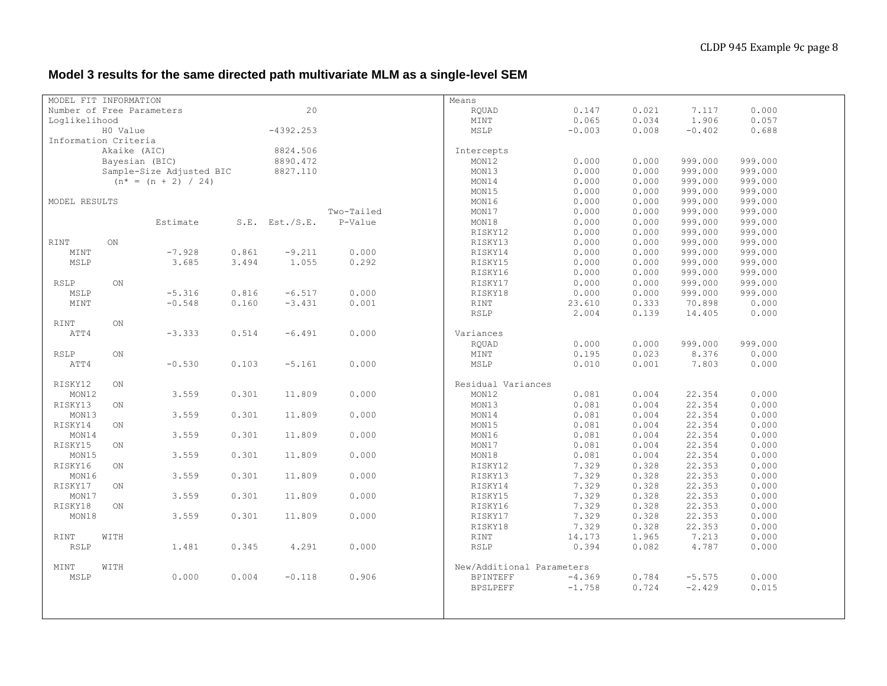**Model 3 results for the same directed path multivariate MLM as a single-level SEM**

```
MODEL FIT INFORMATION
Number of Free Parameters                       20
Loglikelihood
          H0 Value                       -4392.253
Information Criteria
          Akaike (AIC)                    8824.506
          Bayesian (BIC)                  8890.472
          Sample-Size Adjusted BIC        8827.110
            (n* = (n + 2) / 24)

MODEL RESULTS
                                                    Two-Tailed
                    Estimate       S.E.  Est./S.E.    P-Value

RINT       ON
    MINT              -7.928      0.861     -9.211      0.000
    MSLP               3.685      3.494      1.055      0.292

 RSLP      ON
    MSLP              -5.316      0.816     -6.517      0.000
    MINT              -0.548      0.160     -3.431      0.001

 RINT      ON
    ATT4              -3.333      0.514     -6.491      0.000

 RSLP      ON
    ATT4              -0.530      0.103     -5.161      0.000

 RISKY12   ON
    MON12              3.559      0.301     11.809      0.000
 RISKY13   ON
    MON13              3.559      0.301     11.809      0.000
 RISKY14   ON
    MON14              3.559      0.301     11.809      0.000
 RISKY15   ON
    MON15              3.559      0.301     11.809      0.000
 RISKY16   ON
    MON16              3.559      0.301     11.809      0.000
 RISKY17   ON
    MON17              3.559      0.301     11.809      0.000
 RISKY18   ON
    MON18              3.559      0.301     11.809      0.000

 RINT     WITH
    RSLP               1.481      0.345      4.291      0.000

 MINT     WITH
    MSLP               0.000      0.004     -0.118      0.906
```

```
Means
    RQUAD              0.147      0.021      7.117      0.000
    MINT               0.065      0.034      1.906      0.057
    MSLP              -0.003      0.008     -0.402      0.688

 Intercepts
    MON12              0.000      0.000    999.000    999.000
    MON13              0.000      0.000    999.000    999.000
    MON14              0.000      0.000    999.000    999.000
    MON15              0.000      0.000    999.000    999.000
    MON16              0.000      0.000    999.000    999.000
    MON17              0.000      0.000    999.000    999.000
    MON18              0.000      0.000    999.000    999.000
    RISKY12            0.000      0.000    999.000    999.000
    RISKY13            0.000      0.000    999.000    999.000
    RISKY14            0.000      0.000    999.000    999.000
    RISKY15            0.000      0.000    999.000    999.000
    RISKY16            0.000      0.000    999.000    999.000
    RISKY17            0.000      0.000    999.000    999.000
    RISKY18            0.000      0.000    999.000    999.000
    RINT              23.610      0.333     70.898      0.000
    RSLP               2.004      0.139     14.405      0.000

 Variances
    RQUAD              0.000      0.000    999.000    999.000
    MINT               0.195      0.023      8.376      0.000
    MSLP               0.010      0.001      7.803      0.000

 Residual Variances
    MON12              0.081      0.004     22.354      0.000
    MON13              0.081      0.004     22.354      0.000
    MON14              0.081      0.004     22.354      0.000
    MON15              0.081      0.004     22.354      0.000
    MON16              0.081      0.004     22.354      0.000
    MON17              0.081      0.004     22.354      0.000
    MON18              0.081      0.004     22.354      0.000
    RISKY12            7.329      0.328     22.353      0.000
    RISKY13            7.329      0.328     22.353      0.000
    RISKY14            7.329      0.328     22.353      0.000
    RISKY15            7.329      0.328     22.353      0.000
    RISKY16            7.329      0.328     22.353      0.000
    RISKY17            7.329      0.328     22.353      0.000
    RISKY18            7.329      0.328     22.353      0.000
    RINT              14.173      1.965      7.213      0.000
    RSLP               0.394      0.082      4.787      0.000

 New/Additional Parameters
    BPINTEFF          -4.369      0.784     -5.575      0.000
    BPSLPEFF          -1.758      0.724     -2.429      0.015
```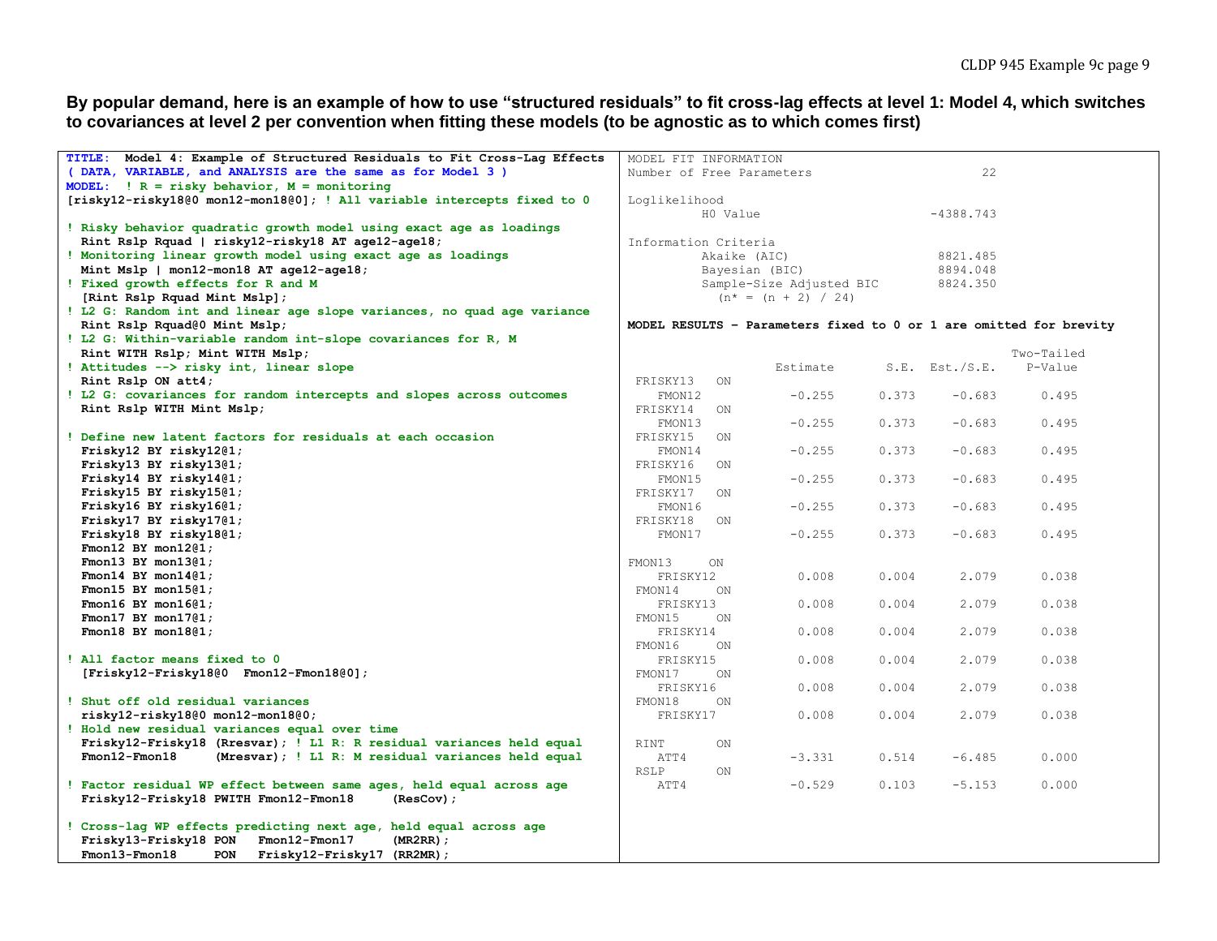**By popular demand, here is an example of how to use "structured residuals" to fit cross-lag effects at level 1: Model 4, which switches to covariances at level 2 per convention when fitting these models (to be agnostic as to which comes first)**

```
TITLE:  Model 4: Example of Structured Residuals to Fit Cross-Lag Effects
( DATA, VARIABLE, and ANALYSIS are the same as for Model 3 )
MODEL:  ! R = risky behavior, M = monitoring
[risky12-risky18@0 mon12-mon18@0]; ! All variable intercepts fixed to 0

! Risky behavior quadratic growth model using exact age as loadings
  Rint Rslp Rquad | risky12-risky18 AT age12-age18;
! Monitoring linear growth model using exact age as loadings
  Mint Mslp | mon12-mon18 AT age12-age18;
! Fixed growth effects for R and M
  [Rint Rslp Rquad Mint Mslp];
! L2 G: Random int and linear age slope variances, no quad age variance
  Rint Rslp Rquad@0 Mint Mslp;
! L2 G: Within-variable random int-slope covariances for R, M
  Rint WITH Rslp; Mint WITH Mslp;
! Attitudes --> risky int, linear slope
  Rint Rslp ON att4;
! L2 G: covariances for random intercepts and slopes across outcomes
  Rint Rslp WITH Mint Mslp;

! Define new latent factors for residuals at each occasion
  Frisky12 BY risky12@1;
  Frisky13 BY risky13@1;
  Frisky14 BY risky14@1;
  Frisky15 BY risky15@1;
  Frisky16 BY risky16@1;
  Frisky17 BY risky17@1;
  Frisky18 BY risky18@1;
  Fmon12 BY mon12@1;
  Fmon13 BY mon13@1;
  Fmon14 BY mon14@1;
  Fmon15 BY mon15@1;
  Fmon16 BY mon16@1;
  Fmon17 BY mon17@1;
  Fmon18 BY mon18@1;

! All factor means fixed to 0
  [Frisky12-Frisky18@0  Fmon12-Fmon18@0];

! Shut off old residual variances
  risky12-risky18@0 mon12-mon18@0;
! Hold new residual variances equal over time
  Frisky12-Frisky18 (Rresvar); ! L1 R: R residual variances held equal
  Fmon12-Fmon18     (Mresvar); ! L1 R: M residual variances held equal

! Factor residual WP effect between same ages, held equal across age
  Frisky12-Frisky18 PWITH Fmon12-Fmon18     (ResCov);

! Cross-lag WP effects predicting next age, held equal across age
  Frisky13-Frisky18 PON   Fmon12-Fmon17     (MR2RR);
  Fmon13-Fmon18     PON   Frisky12-Frisky17 (RR2MR);
```

```
MODEL FIT INFORMATION
Number of Free Parameters                          22

Loglikelihood
          H0 Value                          -4388.743

Information Criteria
          Akaike (AIC)                       8821.485
          Bayesian (BIC)                     8894.048
          Sample-Size Adjusted BIC           8824.350
            (n* = (n + 2) / 24)
```

**MODEL RESULTS – Parameters fixed to 0 or 1 are omitted for brevity**

```
                                                    Two-Tailed
                    Estimate       S.E.  Est./S.E.    P-Value
 FRISKY13   ON
    FMON12            -0.255      0.373     -0.683      0.495
 FRISKY14   ON
    FMON13            -0.255      0.373     -0.683      0.495
 FRISKY15   ON
    FMON14            -0.255      0.373     -0.683      0.495
 FRISKY16   ON
    FMON15            -0.255      0.373     -0.683      0.495
 FRISKY17   ON
    FMON16            -0.255      0.373     -0.683      0.495
 FRISKY18   ON
    FMON17            -0.255      0.373     -0.683      0.495

FMON13     ON
    FRISKY12           0.008      0.004      2.079      0.038
 FMON14     ON
    FRISKY13           0.008      0.004      2.079      0.038
 FMON15     ON
    FRISKY14           0.008      0.004      2.079      0.038
 FMON16     ON
    FRISKY15           0.008      0.004      2.079      0.038
 FMON17     ON
    FRISKY16           0.008      0.004      2.079      0.038
 FMON18     ON
    FRISKY17           0.008      0.004      2.079      0.038

 RINT       ON
    ATT4              -3.331      0.514     -6.485      0.000
 RSLP       ON
    ATT4              -0.529      0.103     -5.153      0.000
```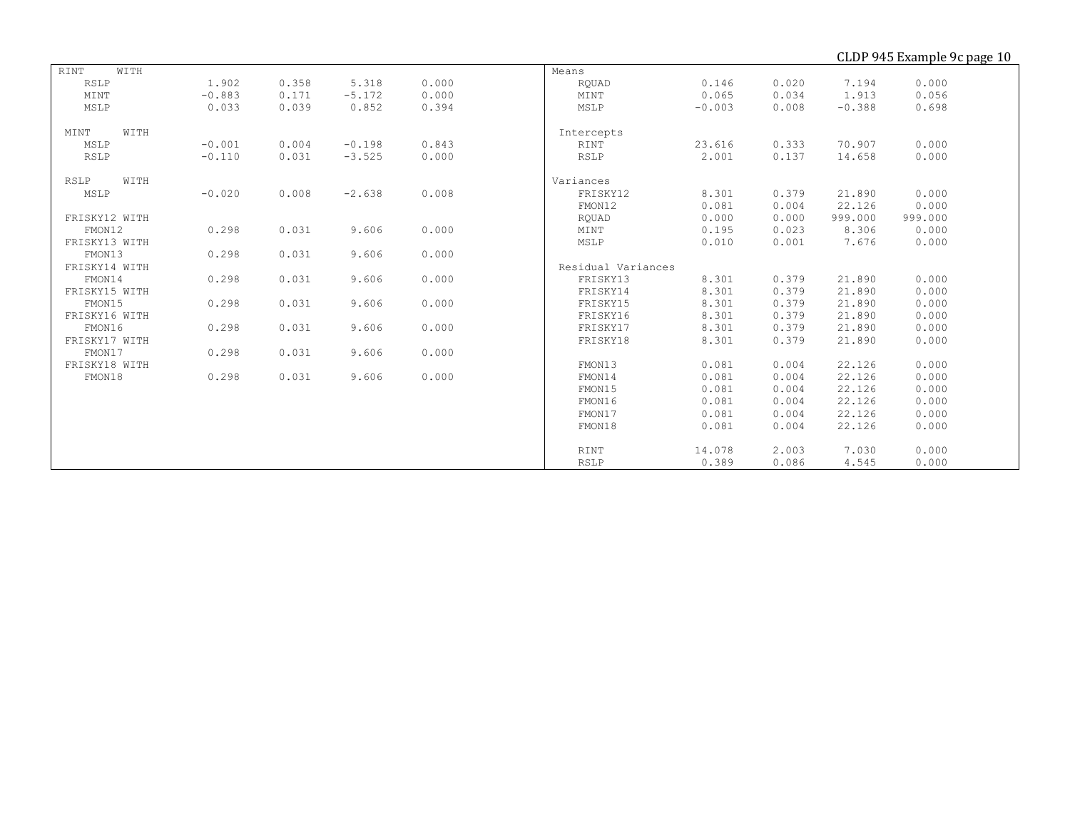```
RINT     WITH
   RSLP              1.902      0.358      5.318      0.000
   MINT             -0.883      0.171     -5.172      0.000
   MSLP              0.033      0.039      0.852      0.394

 MINT     WITH
   MSLP             -0.001      0.004     -0.198      0.843
   RSLP             -0.110      0.031     -3.525      0.000

 RSLP     WITH
   MSLP             -0.020      0.008     -2.638      0.008

 FRISKY12 WITH
   FMON12            0.298      0.031      9.606      0.000
 FRISKY13 WITH
   FMON13            0.298      0.031      9.606      0.000
 FRISKY14 WITH
   FMON14            0.298      0.031      9.606      0.000
 FRISKY15 WITH
   FMON15            0.298      0.031      9.606      0.000
 FRISKY16 WITH
   FMON16            0.298      0.031      9.606      0.000
 FRISKY17 WITH
   FMON17            0.298      0.031      9.606      0.000
 FRISKY18 WITH
   FMON18            0.298      0.031      9.606      0.000
```

```
Means
   RQUAD             0.146      0.020      7.194      0.000
   MINT              0.065      0.034      1.913      0.056
   MSLP             -0.003      0.008     -0.388      0.698

 Intercepts
   RINT             23.616      0.333     70.907      0.000
   RSLP              2.001      0.137     14.658      0.000

 Variances
   FRISKY12          8.301      0.379     21.890      0.000
   FMON12            0.081      0.004     22.126      0.000
   RQUAD             0.000      0.000    999.000    999.000
   MINT              0.195      0.023      8.306      0.000
   MSLP              0.010      0.001      7.676      0.000

 Residual Variances
   FRISKY13          8.301      0.379     21.890      0.000
   FRISKY14          8.301      0.379     21.890      0.000
   FRISKY15          8.301      0.379     21.890      0.000
   FRISKY16          8.301      0.379     21.890      0.000
   FRISKY17          8.301      0.379     21.890      0.000
   FRISKY18          8.301      0.379     21.890      0.000

   FMON13            0.081      0.004     22.126      0.000
   FMON14            0.081      0.004     22.126      0.000
   FMON15            0.081      0.004     22.126      0.000
   FMON16            0.081      0.004     22.126      0.000
   FMON17            0.081      0.004     22.126      0.000
   FMON18            0.081      0.004     22.126      0.000

   RINT             14.078      2.003      7.030      0.000
   RSLP              0.389      0.086      4.545      0.000
```